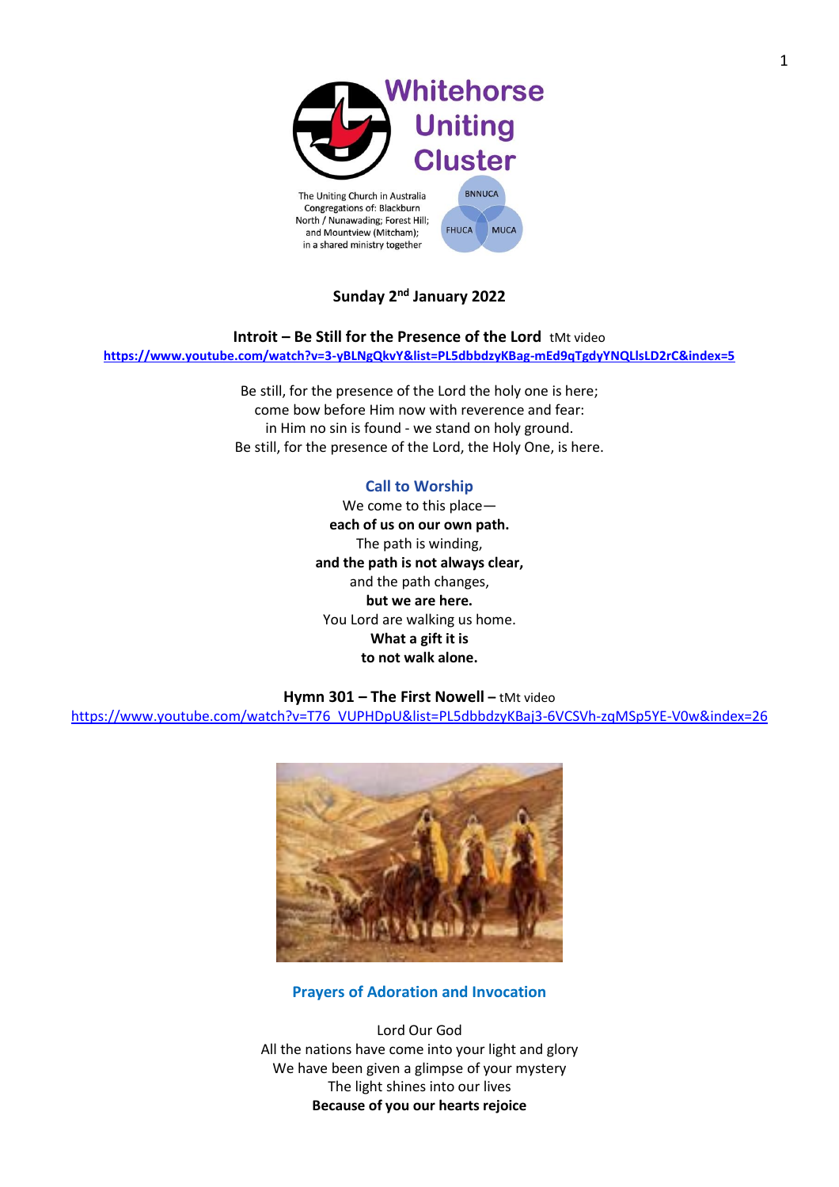# Whitehorse Uniting Cluster

The Uniting Church in Australia
Congregations of: Blackburn North / Nunawading; Forest Hill; and Mountview (Mitcham); in a shared ministry together

BNNUCA FHUCA MUCA

**Sunday 2nd January 2022**

**Introit – Be Still for the Presence of the Lord** tMt video
https://www.youtube.com/watch?v=3-yBLNgQkvY&list=PL5dbbdzyKBag-mEd9qTgdyYNQLlsLD2rC&index=5

Be still, for the presence of the Lord the holy one is here;
come bow before Him now with reverence and fear:
in Him no sin is found - we stand on holy ground.
Be still, for the presence of the Lord, the Holy One, is here.

## Call to Worship

We come to this place—
**each of us on our own path.**
The path is winding,
**and the path is not always clear,**
and the path changes,
**but we are here.**
You Lord are walking us home.
**What a gift it is**
**to not walk alone.**

**Hymn 301 – The First Nowell –** tMt video
https://www.youtube.com/watch?v=T76_VUPHDpU&list=PL5dbbdzyKBaj3-6VCSVh-zqMSp5YE-V0w&index=26

## Prayers of Adoration and Invocation

Lord Our God
All the nations have come into your light and glory
We have been given a glimpse of your mystery
The light shines into our lives
**Because of you our hearts rejoice**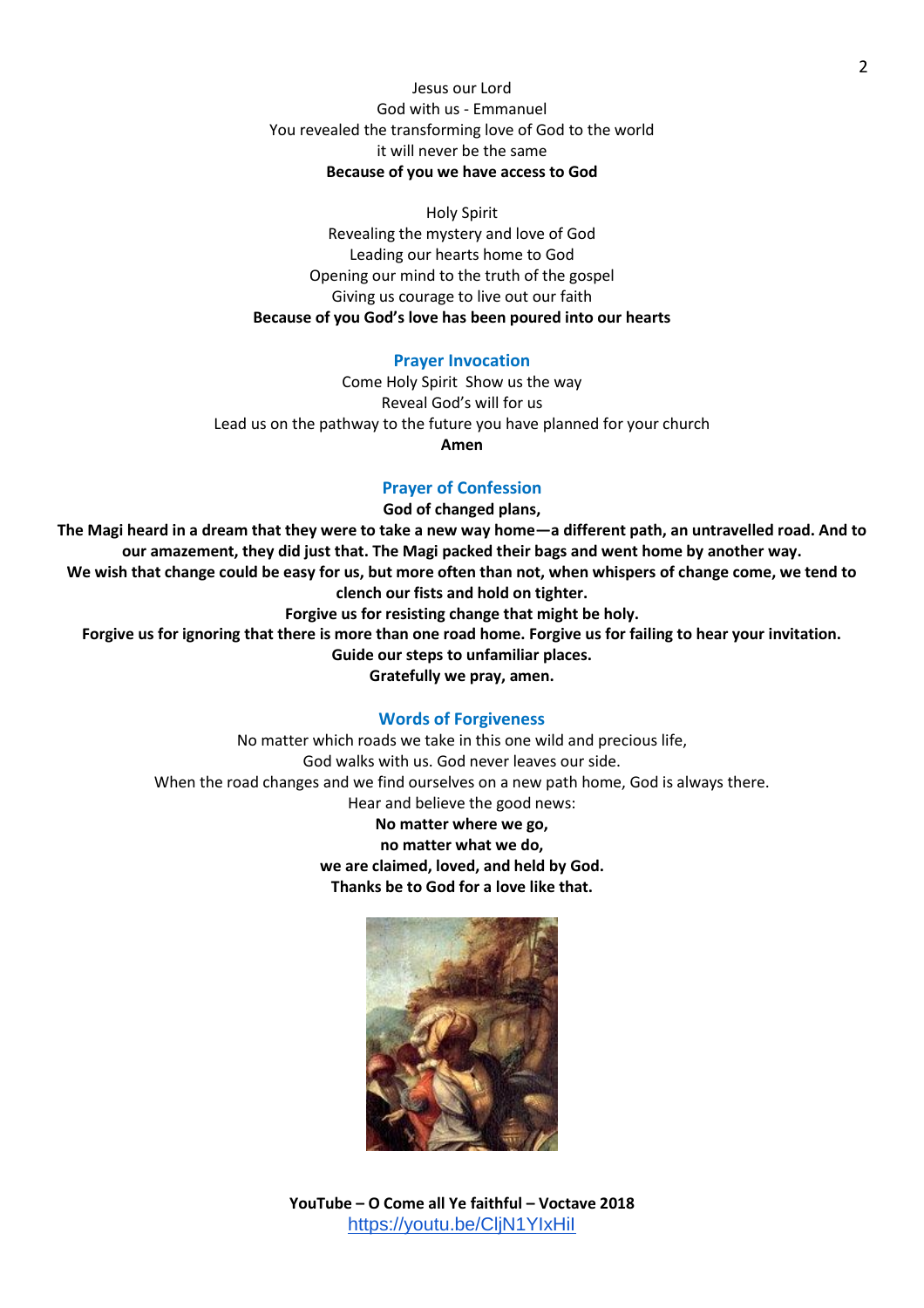Jesus our Lord
God with us - Emmanuel
You revealed the transforming love of God to the world
it will never be the same
**Because of you we have access to God**

Holy Spirit
Revealing the mystery and love of God
Leading our hearts home to God
Opening our mind to the truth of the gospel
Giving us courage to live out our faith
**Because of you God's love has been poured into our hearts**

## Prayer Invocation

Come Holy Spirit Show us the way
Reveal God's will for us
Lead us on the pathway to the future you have planned for your church
**Amen**

## Prayer of Confession

**God of changed plans,**
**The Magi heard in a dream that they were to take a new way home—a different path, an untravelled road. And to our amazement, they did just that. The Magi packed their bags and went home by another way.**
**We wish that change could be easy for us, but more often than not, when whispers of change come, we tend to clench our fists and hold on tighter.**
**Forgive us for resisting change that might be holy.**
**Forgive us for ignoring that there is more than one road home. Forgive us for failing to hear your invitation.**
**Guide our steps to unfamiliar places.**
**Gratefully we pray, amen.**

## Words of Forgiveness

No matter which roads we take in this one wild and precious life,
God walks with us. God never leaves our side.
When the road changes and we find ourselves on a new path home, God is always there.
Hear and believe the good news:
**No matter where we go,**
**no matter what we do,**
**we are claimed, loved, and held by God.**
**Thanks be to God for a love like that.**

**YouTube – O Come all Ye faithful – Voctave 2018**
https://youtu.be/CljN1YIxHiI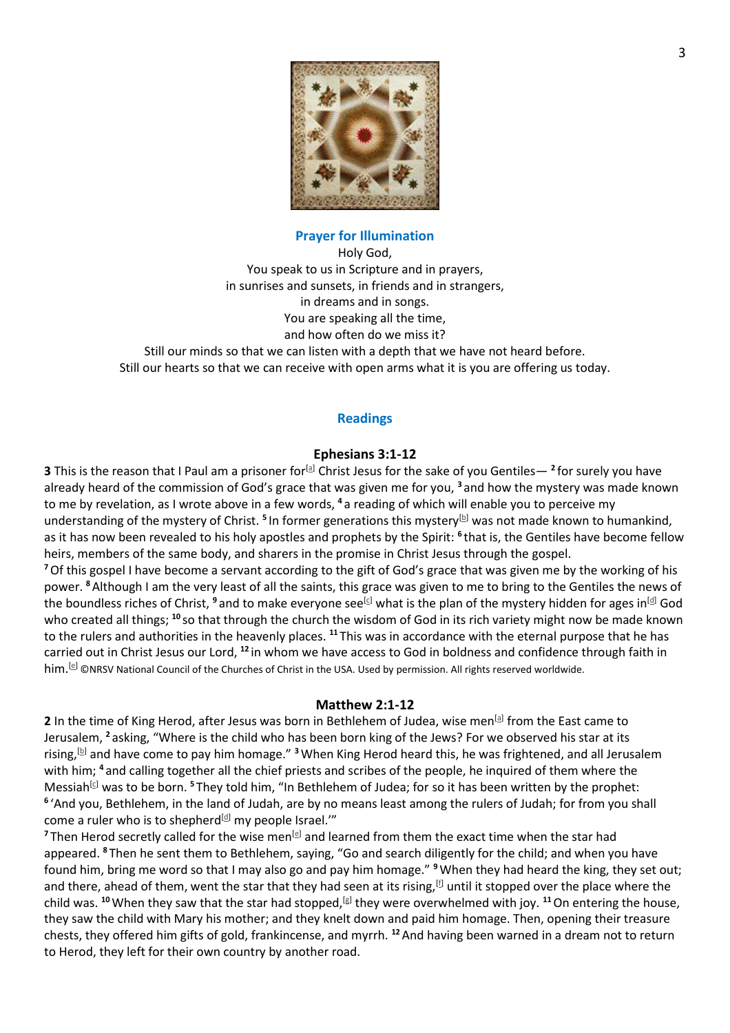## Prayer for Illumination

Holy God,
You speak to us in Scripture and in prayers,
in sunrises and sunsets, in friends and in strangers,
in dreams and in songs.
You are speaking all the time,
and how often do we miss it?
Still our minds so that we can listen with a depth that we have not heard before.
Still our hearts so that we can receive with open arms what it is you are offering us today.

## Readings

### Ephesians 3:1-12

**3** This is the reason that I Paul am a prisoner for[a] Christ Jesus for the sake of you Gentiles— **2** for surely you have already heard of the commission of God's grace that was given me for you, **3** and how the mystery was made known to me by revelation, as I wrote above in a few words, **4** a reading of which will enable you to perceive my understanding of the mystery of Christ. **5** In former generations this mystery[b] was not made known to humankind, as it has now been revealed to his holy apostles and prophets by the Spirit: **6** that is, the Gentiles have become fellow heirs, members of the same body, and sharers in the promise in Christ Jesus through the gospel.
**7** Of this gospel I have become a servant according to the gift of God's grace that was given me by the working of his power. **8** Although I am the very least of all the saints, this grace was given to me to bring to the Gentiles the news of the boundless riches of Christ, **9** and to make everyone see[c] what is the plan of the mystery hidden for ages in[d] God who created all things; **10** so that through the church the wisdom of God in its rich variety might now be made known to the rulers and authorities in the heavenly places. **11** This was in accordance with the eternal purpose that he has carried out in Christ Jesus our Lord, **12** in whom we have access to God in boldness and confidence through faith in him.[e] ©NRSV National Council of the Churches of Christ in the USA. Used by permission. All rights reserved worldwide.

### Matthew 2:1-12

**2** In the time of King Herod, after Jesus was born in Bethlehem of Judea, wise men[a] from the East came to Jerusalem, **2** asking, "Where is the child who has been born king of the Jews? For we observed his star at its rising,[b] and have come to pay him homage." **3** When King Herod heard this, he was frightened, and all Jerusalem with him; **4** and calling together all the chief priests and scribes of the people, he inquired of them where the Messiah[c] was to be born. **5** They told him, "In Bethlehem of Judea; for so it has been written by the prophet:
**6** 'And you, Bethlehem, in the land of Judah, are by no means least among the rulers of Judah; for from you shall come a ruler who is to shepherd[d] my people Israel.'"
**7** Then Herod secretly called for the wise men[e] and learned from them the exact time when the star had appeared. **8** Then he sent them to Bethlehem, saying, "Go and search diligently for the child; and when you have found him, bring me word so that I may also go and pay him homage." **9** When they had heard the king, they set out; and there, ahead of them, went the star that they had seen at its rising,[f] until it stopped over the place where the child was. **10** When they saw that the star had stopped,[g] they were overwhelmed with joy. **11** On entering the house, they saw the child with Mary his mother; and they knelt down and paid him homage. Then, opening their treasure chests, they offered him gifts of gold, frankincense, and myrrh. **12** And having been warned in a dream not to return to Herod, they left for their own country by another road.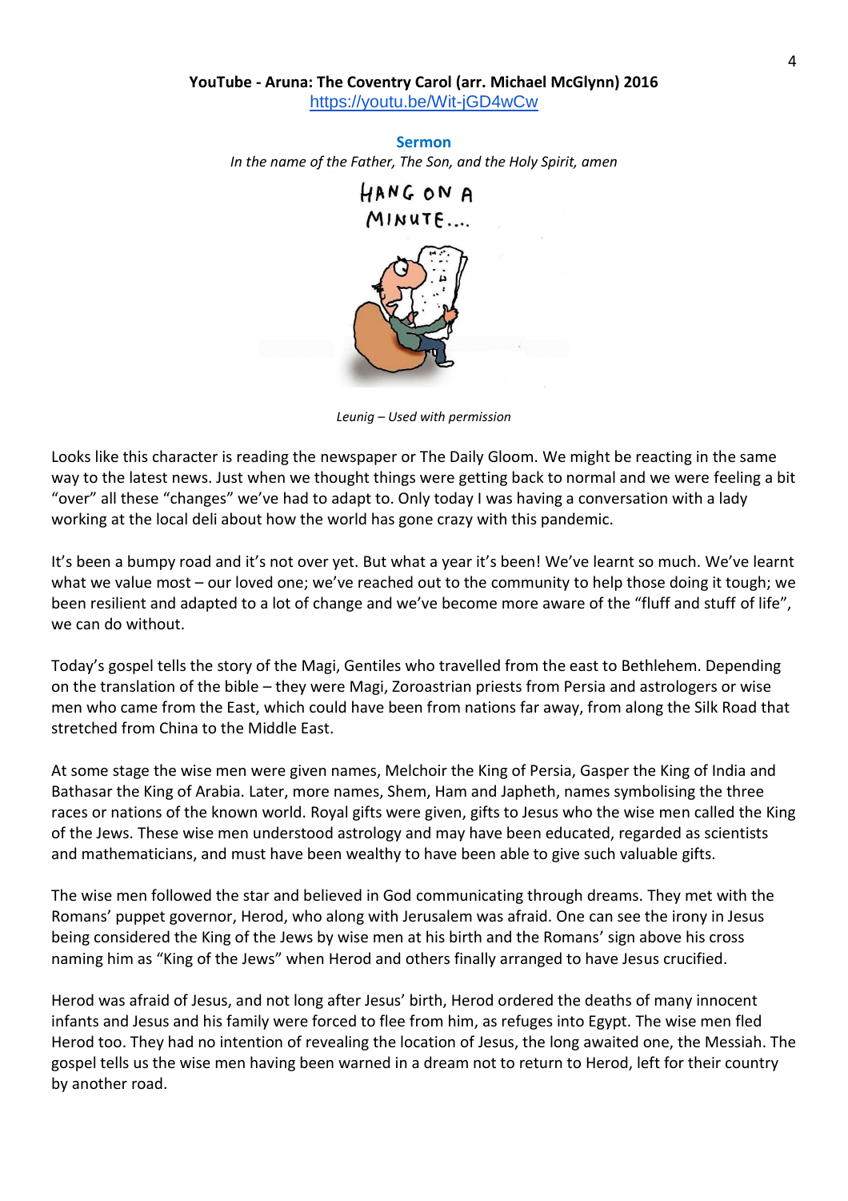**YouTube - Aruna: The Coventry Carol (arr. Michael McGlynn) 2016**
https://youtu.be/Wit-jGD4wCw

## Sermon

*In the name of the Father, The Son, and the Holy Spirit, amen*

*Leunig – Used with permission*

Looks like this character is reading the newspaper or The Daily Gloom. We might be reacting in the same way to the latest news. Just when we thought things were getting back to normal and we were feeling a bit "over" all these "changes" we've had to adapt to. Only today I was having a conversation with a lady working at the local deli about how the world has gone crazy with this pandemic.

It's been a bumpy road and it's not over yet. But what a year it's been! We've learnt so much. We've learnt what we value most – our loved one; we've reached out to the community to help those doing it tough; we been resilient and adapted to a lot of change and we've become more aware of the "fluff and stuff of life", we can do without.

Today's gospel tells the story of the Magi, Gentiles who travelled from the east to Bethlehem. Depending on the translation of the bible – they were Magi, Zoroastrian priests from Persia and astrologers or wise men who came from the East, which could have been from nations far away, from along the Silk Road that stretched from China to the Middle East.

At some stage the wise men were given names, Melchoir the King of Persia, Gasper the King of India and Bathasar the King of Arabia. Later, more names, Shem, Ham and Japheth, names symbolising the three races or nations of the known world. Royal gifts were given, gifts to Jesus who the wise men called the King of the Jews. These wise men understood astrology and may have been educated, regarded as scientists and mathematicians, and must have been wealthy to have been able to give such valuable gifts.

The wise men followed the star and believed in God communicating through dreams. They met with the Romans' puppet governor, Herod, who along with Jerusalem was afraid. One can see the irony in Jesus being considered the King of the Jews by wise men at his birth and the Romans' sign above his cross naming him as "King of the Jews" when Herod and others finally arranged to have Jesus crucified.

Herod was afraid of Jesus, and not long after Jesus' birth, Herod ordered the deaths of many innocent infants and Jesus and his family were forced to flee from him, as refuges into Egypt. The wise men fled Herod too. They had no intention of revealing the location of Jesus, the long awaited one, the Messiah. The gospel tells us the wise men having been warned in a dream not to return to Herod, left for their country by another road.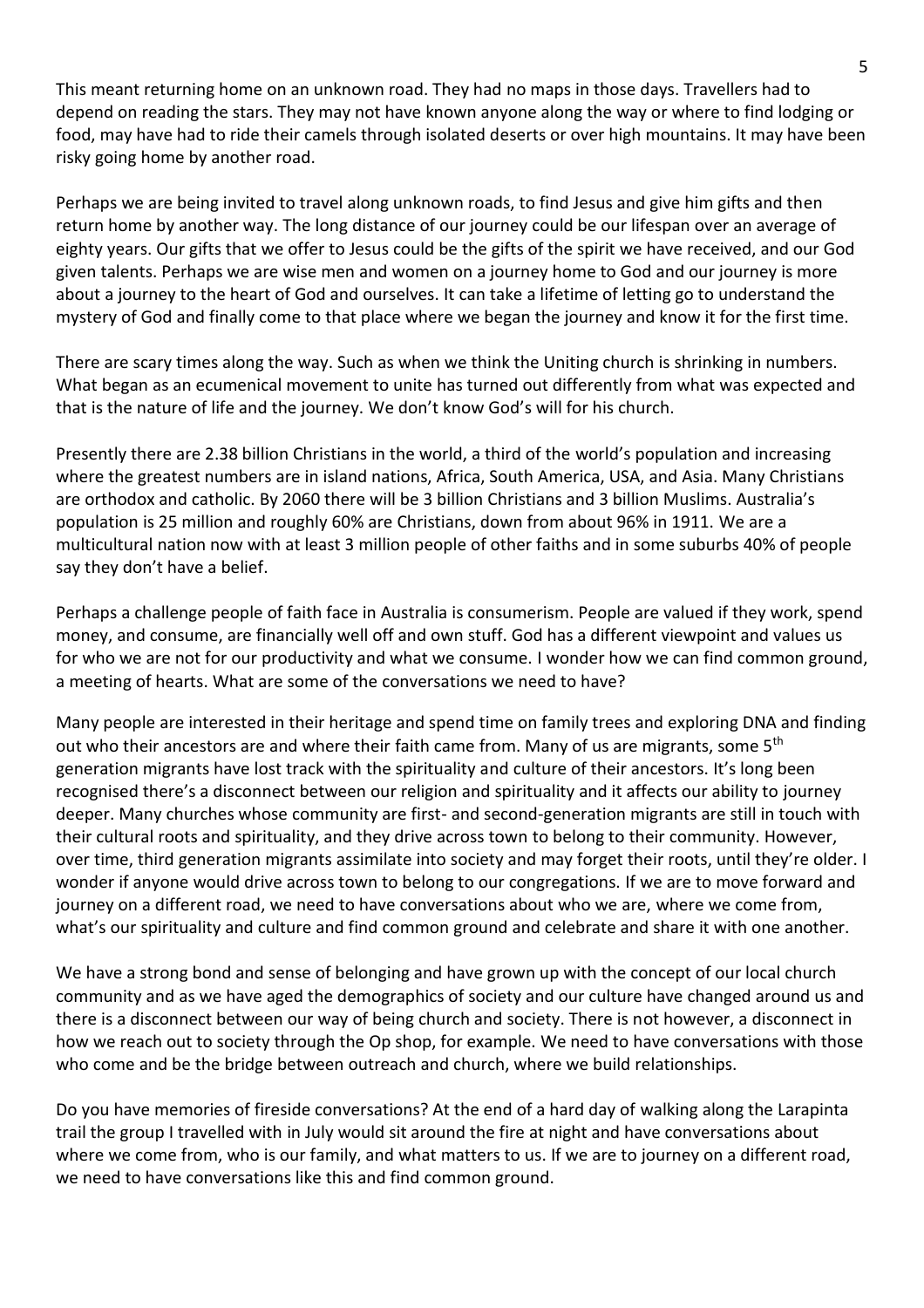This meant returning home on an unknown road. They had no maps in those days. Travellers had to depend on reading the stars. They may not have known anyone along the way or where to find lodging or food, may have had to ride their camels through isolated deserts or over high mountains. It may have been risky going home by another road.

Perhaps we are being invited to travel along unknown roads, to find Jesus and give him gifts and then return home by another way. The long distance of our journey could be our lifespan over an average of eighty years. Our gifts that we offer to Jesus could be the gifts of the spirit we have received, and our God given talents. Perhaps we are wise men and women on a journey home to God and our journey is more about a journey to the heart of God and ourselves. It can take a lifetime of letting go to understand the mystery of God and finally come to that place where we began the journey and know it for the first time.

There are scary times along the way. Such as when we think the Uniting church is shrinking in numbers. What began as an ecumenical movement to unite has turned out differently from what was expected and that is the nature of life and the journey. We don't know God's will for his church.

Presently there are 2.38 billion Christians in the world, a third of the world's population and increasing where the greatest numbers are in island nations, Africa, South America, USA, and Asia. Many Christians are orthodox and catholic. By 2060 there will be 3 billion Christians and 3 billion Muslims. Australia's population is 25 million and roughly 60% are Christians, down from about 96% in 1911. We are a multicultural nation now with at least 3 million people of other faiths and in some suburbs 40% of people say they don't have a belief.

Perhaps a challenge people of faith face in Australia is consumerism. People are valued if they work, spend money, and consume, are financially well off and own stuff. God has a different viewpoint and values us for who we are not for our productivity and what we consume. I wonder how we can find common ground, a meeting of hearts. What are some of the conversations we need to have?

Many people are interested in their heritage and spend time on family trees and exploring DNA and finding out who their ancestors are and where their faith came from. Many of us are migrants, some 5th generation migrants have lost track with the spirituality and culture of their ancestors. It's long been recognised there's a disconnect between our religion and spirituality and it affects our ability to journey deeper. Many churches whose community are first- and second-generation migrants are still in touch with their cultural roots and spirituality, and they drive across town to belong to their community. However, over time, third generation migrants assimilate into society and may forget their roots, until they're older. I wonder if anyone would drive across town to belong to our congregations. If we are to move forward and journey on a different road, we need to have conversations about who we are, where we come from, what's our spirituality and culture and find common ground and celebrate and share it with one another.

We have a strong bond and sense of belonging and have grown up with the concept of our local church community and as we have aged the demographics of society and our culture have changed around us and there is a disconnect between our way of being church and society. There is not however, a disconnect in how we reach out to society through the Op shop, for example. We need to have conversations with those who come and be the bridge between outreach and church, where we build relationships.

Do you have memories of fireside conversations? At the end of a hard day of walking along the Larapinta trail the group I travelled with in July would sit around the fire at night and have conversations about where we come from, who is our family, and what matters to us. If we are to journey on a different road, we need to have conversations like this and find common ground.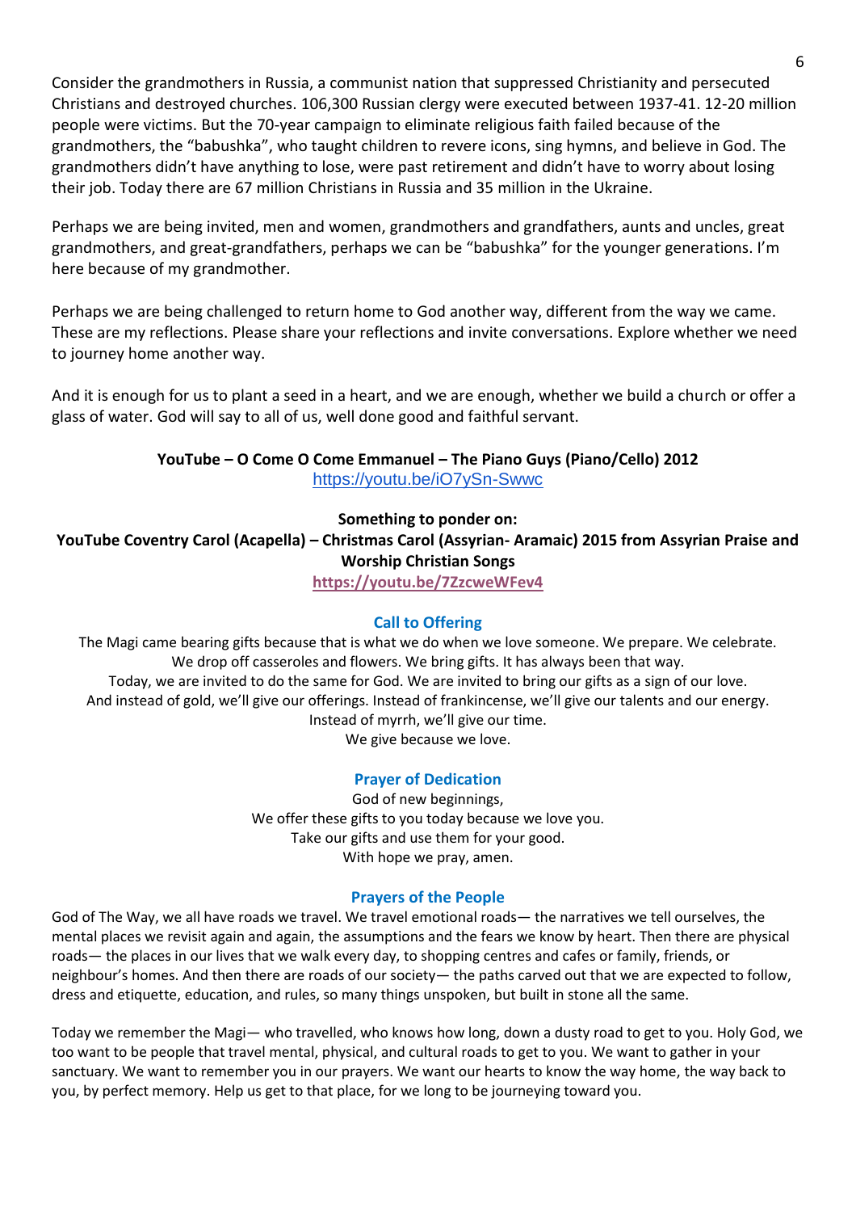Consider the grandmothers in Russia, a communist nation that suppressed Christianity and persecuted Christians and destroyed churches. 106,300 Russian clergy were executed between 1937-41. 12-20 million people were victims. But the 70-year campaign to eliminate religious faith failed because of the grandmothers, the "babushka", who taught children to revere icons, sing hymns, and believe in God. The grandmothers didn't have anything to lose, were past retirement and didn't have to worry about losing their job. Today there are 67 million Christians in Russia and 35 million in the Ukraine.

Perhaps we are being invited, men and women, grandmothers and grandfathers, aunts and uncles, great grandmothers, and great-grandfathers, perhaps we can be "babushka" for the younger generations. I'm here because of my grandmother.

Perhaps we are being challenged to return home to God another way, different from the way we came. These are my reflections. Please share your reflections and invite conversations. Explore whether we need to journey home another way.

And it is enough for us to plant a seed in a heart, and we are enough, whether we build a church or offer a glass of water. God will say to all of us, well done good and faithful servant.

**YouTube – O Come O Come Emmanuel – The Piano Guys (Piano/Cello) 2012**
https://youtu.be/iO7ySn-Swwc

**Something to ponder on:**
**YouTube Coventry Carol (Acapella) – Christmas Carol (Assyrian- Aramaic) 2015 from Assyrian Praise and Worship Christian Songs**
**https://youtu.be/7ZzcweWFev4**

### Call to Offering

The Magi came bearing gifts because that is what we do when we love someone. We prepare. We celebrate. We drop off casseroles and flowers. We bring gifts. It has always been that way.
Today, we are invited to do the same for God. We are invited to bring our gifts as a sign of our love.
And instead of gold, we'll give our offerings. Instead of frankincense, we'll give our talents and our energy.
Instead of myrrh, we'll give our time.
We give because we love.

### Prayer of Dedication

God of new beginnings,
We offer these gifts to you today because we love you.
Take our gifts and use them for your good.
With hope we pray, amen.

### Prayers of the People

God of The Way, we all have roads we travel. We travel emotional roads— the narratives we tell ourselves, the mental places we revisit again and again, the assumptions and the fears we know by heart. Then there are physical roads— the places in our lives that we walk every day, to shopping centres and cafes or family, friends, or neighbour's homes. And then there are roads of our society— the paths carved out that we are expected to follow, dress and etiquette, education, and rules, so many things unspoken, but built in stone all the same.

Today we remember the Magi— who travelled, who knows how long, down a dusty road to get to you. Holy God, we too want to be people that travel mental, physical, and cultural roads to get to you. We want to gather in your sanctuary. We want to remember you in our prayers. We want our hearts to know the way home, the way back to you, by perfect memory. Help us get to that place, for we long to be journeying toward you.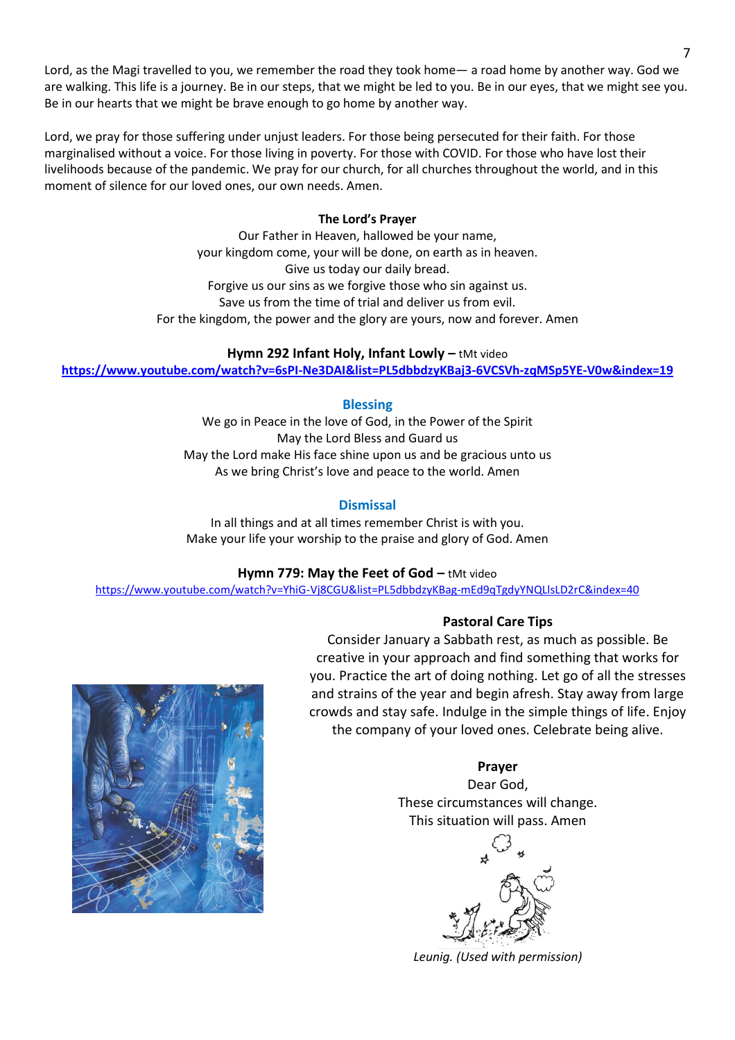Lord, as the Magi travelled to you, we remember the road they took home— a road home by another way. God we are walking. This life is a journey. Be in our steps, that we might be led to you. Be in our eyes, that we might see you. Be in our hearts that we might be brave enough to go home by another way.

Lord, we pray for those suffering under unjust leaders. For those being persecuted for their faith. For those marginalised without a voice. For those living in poverty. For those with COVID. For those who have lost their livelihoods because of the pandemic. We pray for our church, for all churches throughout the world, and in this moment of silence for our loved ones, our own needs. Amen.

**The Lord's Prayer**

Our Father in Heaven, hallowed be your name,
your kingdom come, your will be done, on earth as in heaven.
Give us today our daily bread.
Forgive us our sins as we forgive those who sin against us.
Save us from the time of trial and deliver us from evil.
For the kingdom, the power and the glory are yours, now and forever. Amen

**Hymn 292 Infant Holy, Infant Lowly –** tMt video
**https://www.youtube.com/watch?v=6sPI-Ne3DAI&list=PL5dbbdzyKBaj3-6VCSVh-zqMSp5YE-V0w&index=19**

## Blessing

We go in Peace in the love of God, in the Power of the Spirit
May the Lord Bless and Guard us
May the Lord make His face shine upon us and be gracious unto us
As we bring Christ's love and peace to the world. Amen

## Dismissal

In all things and at all times remember Christ is with you.
Make your life your worship to the praise and glory of God. Amen

**Hymn 779: May the Feet of God –** tMt video
https://www.youtube.com/watch?v=YhiG-Vj8CGU&list=PL5dbbdzyKBag-mEd9qTgdyYNQLlsLD2rC&index=40

**Pastoral Care Tips**

Consider January a Sabbath rest, as much as possible. Be creative in your approach and find something that works for you. Practice the art of doing nothing. Let go of all the stresses and strains of the year and begin afresh. Stay away from large crowds and stay safe. Indulge in the simple things of life. Enjoy the company of your loved ones. Celebrate being alive.

**Prayer**

Dear God,
These circumstances will change.
This situation will pass. Amen

*Leunig. (Used with permission)*